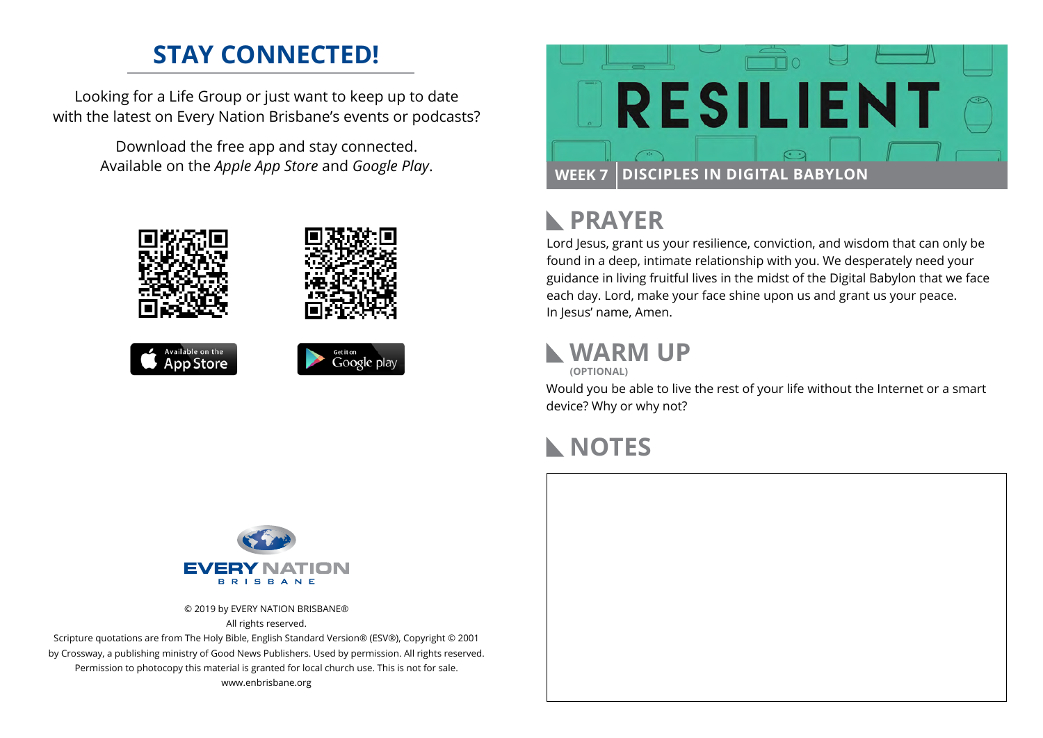## STAY CONNECTED!

Looking for a Life Group or just want to keep up to date with the latest on Every Nation Brisbane's events or podcasts?

Download the free app and stay connected. Available on the *Apple App Store* and *Google Play*.

Available on the App Store

Get it on Google play

EVERY NATION BRISBANE

© 2019 by EVERY NATION BRISBANE®
All rights reserved.
Scripture quotations are from The Holy Bible, English Standard Version® (ESV®), Copyright © 2001 by Crossway, a publishing ministry of Good News Publishers. Used by permission. All rights reserved.
Permission to photocopy this material is granted for local church use. This is not for sale.
www.enbrisbane.org

# RESILIENT

**WEEK 7** | **DISCIPLES IN DIGITAL BABYLON**

## PRAYER

Lord Jesus, grant us your resilience, conviction, and wisdom that can only be found in a deep, intimate relationship with you. We desperately need your guidance in living fruitful lives in the midst of the Digital Babylon that we face each day. Lord, make your face shine upon us and grant us your peace.
In Jesus' name, Amen.

## WARM UP
**(OPTIONAL)**

Would you be able to live the rest of your life without the Internet or a smart device? Why or why not?

## NOTES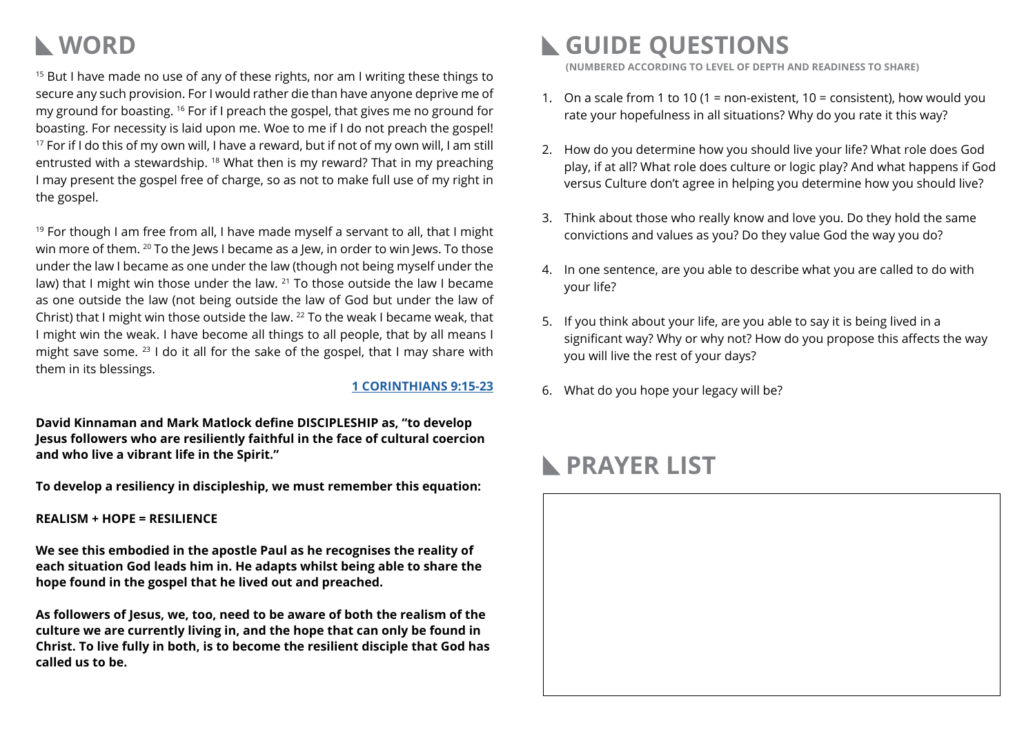## WORD

[15] But I have made no use of any of these rights, nor am I writing these things to secure any such provision. For I would rather die than have anyone deprive me of my ground for boasting. [16] For if I preach the gospel, that gives me no ground for boasting. For necessity is laid upon me. Woe to me if I do not preach the gospel! [17] For if I do this of my own will, I have a reward, but if not of my own will, I am still entrusted with a stewardship. [18] What then is my reward? That in my preaching I may present the gospel free of charge, so as not to make full use of my right in the gospel.

[19] For though I am free from all, I have made myself a servant to all, that I might win more of them. [20] To the Jews I became as a Jew, in order to win Jews. To those under the law I became as one under the law (though not being myself under the law) that I might win those under the law. [21] To those outside the law I became as one outside the law (not being outside the law of God but under the law of Christ) that I might win those outside the law. [22] To the weak I became weak, that I might win the weak. I have become all things to all people, that by all means I might save some. [23] I do it all for the sake of the gospel, that I may share with them in its blessings.

**1 CORINTHIANS 9:15-23**

**David Kinnaman and Mark Matlock define DISCIPLESHIP as, "to develop Jesus followers who are resiliently faithful in the face of cultural coercion and who live a vibrant life in the Spirit."**

**To develop a resiliency in discipleship, we must remember this equation:**

**REALISM + HOPE = RESILIENCE**

**We see this embodied in the apostle Paul as he recognises the reality of each situation God leads him in. He adapts whilst being able to share the hope found in the gospel that he lived out and preached.**

**As followers of Jesus, we, too, need to be aware of both the realism of the culture we are currently living in, and the hope that can only be found in Christ. To live fully in both, is to become the resilient disciple that God has called us to be.**

## GUIDE QUESTIONS

**(NUMBERED ACCORDING TO LEVEL OF DEPTH AND READINESS TO SHARE)**

1. On a scale from 1 to 10 (1 = non-existent, 10 = consistent), how would you rate your hopefulness in all situations? Why do you rate it this way?
2. How do you determine how you should live your life? What role does God play, if at all? What role does culture or logic play? And what happens if God versus Culture don't agree in helping you determine how you should live?
3. Think about those who really know and love you. Do they hold the same convictions and values as you? Do they value God the way you do?
4. In one sentence, are you able to describe what you are called to do with your life?
5. If you think about your life, are you able to say it is being lived in a significant way? Why or why not? How do you propose this affects the way you will live the rest of your days?
6. What do you hope your legacy will be?

## PRAYER LIST